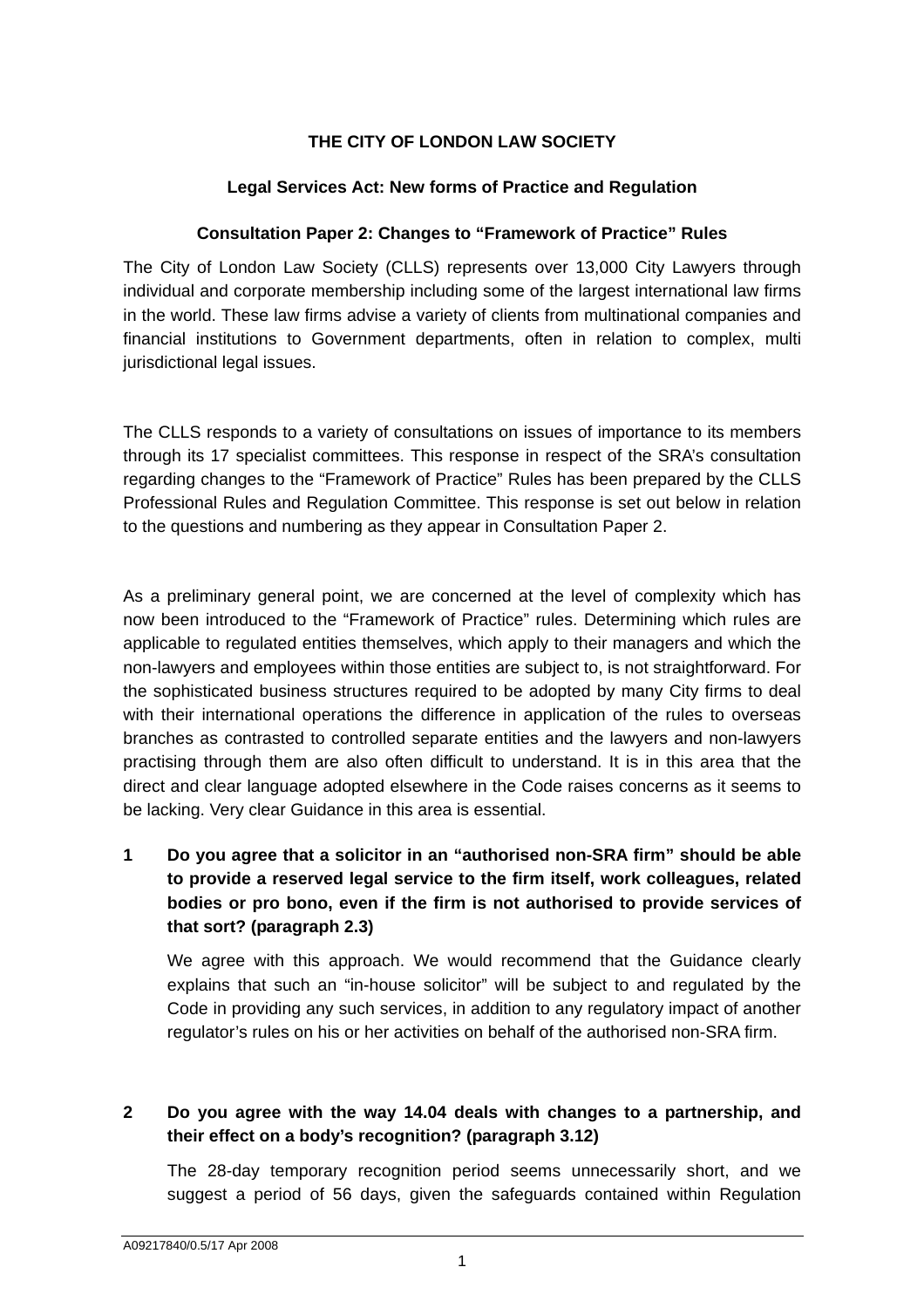**THE CITY OF LONDON LAW SOCIETY**

**Legal Services Act: New forms of Practice and Regulation**

**Consultation Paper 2: Changes to "Framework of Practice" Rules**

The City of London Law Society (CLLS) represents over 13,000 City Lawyers through individual and corporate membership including some of the largest international law firms in the world. These law firms advise a variety of clients from multinational companies and financial institutions to Government departments, often in relation to complex, multi jurisdictional legal issues.

The CLLS responds to a variety of consultations on issues of importance to its members through its 17 specialist committees. This response in respect of the SRA's consultation regarding changes to the "Framework of Practice" Rules has been prepared by the CLLS Professional Rules and Regulation Committee. This response is set out below in relation to the questions and numbering as they appear in Consultation Paper 2.

As a preliminary general point, we are concerned at the level of complexity which has now been introduced to the "Framework of Practice" rules. Determining which rules are applicable to regulated entities themselves, which apply to their managers and which the non-lawyers and employees within those entities are subject to, is not straightforward. For the sophisticated business structures required to be adopted by many City firms to deal with their international operations the difference in application of the rules to overseas branches as contrasted to controlled separate entities and the lawyers and non-lawyers practising through them are also often difficult to understand. It is in this area that the direct and clear language adopted elsewhere in the Code raises concerns as it seems to be lacking. Very clear Guidance in this area is essential.

**1 Do you agree that a solicitor in an "authorised non-SRA firm" should be able to provide a reserved legal service to the firm itself, work colleagues, related bodies or pro bono, even if the firm is not authorised to provide services of that sort? (paragraph 2.3)**

We agree with this approach. We would recommend that the Guidance clearly explains that such an "in-house solicitor" will be subject to and regulated by the Code in providing any such services, in addition to any regulatory impact of another regulator's rules on his or her activities on behalf of the authorised non-SRA firm.

**2 Do you agree with the way 14.04 deals with changes to a partnership, and their effect on a body's recognition? (paragraph 3.12)**

The 28-day temporary recognition period seems unnecessarily short, and we suggest a period of 56 days, given the safeguards contained within Regulation

A09217840/0.5/17 Apr 2008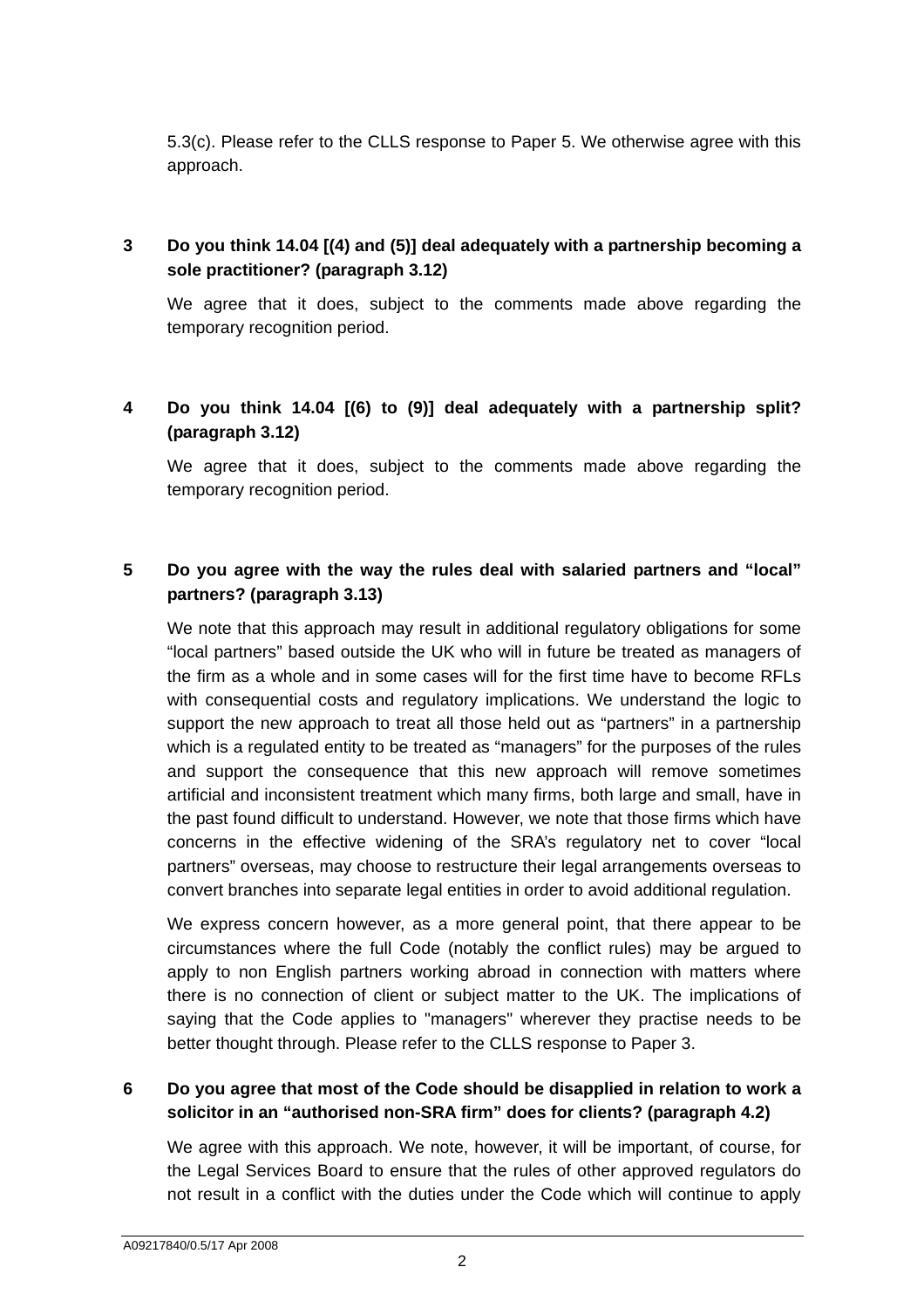5.3(c). Please refer to the CLLS response to Paper 5. We otherwise agree with this approach.

**3 Do you think 14.04 [(4) and (5)] deal adequately with a partnership becoming a sole practitioner? (paragraph 3.12)**

We agree that it does, subject to the comments made above regarding the temporary recognition period.

**4 Do you think 14.04 [(6) to (9)] deal adequately with a partnership split? (paragraph 3.12)**

We agree that it does, subject to the comments made above regarding the temporary recognition period.

**5 Do you agree with the way the rules deal with salaried partners and "local" partners? (paragraph 3.13)**

We note that this approach may result in additional regulatory obligations for some "local partners" based outside the UK who will in future be treated as managers of the firm as a whole and in some cases will for the first time have to become RFLs with consequential costs and regulatory implications. We understand the logic to support the new approach to treat all those held out as "partners" in a partnership which is a regulated entity to be treated as "managers" for the purposes of the rules and support the consequence that this new approach will remove sometimes artificial and inconsistent treatment which many firms, both large and small, have in the past found difficult to understand. However, we note that those firms which have concerns in the effective widening of the SRA's regulatory net to cover "local partners" overseas, may choose to restructure their legal arrangements overseas to convert branches into separate legal entities in order to avoid additional regulation.

We express concern however, as a more general point, that there appear to be circumstances where the full Code (notably the conflict rules) may be argued to apply to non English partners working abroad in connection with matters where there is no connection of client or subject matter to the UK. The implications of saying that the Code applies to "managers" wherever they practise needs to be better thought through. Please refer to the CLLS response to Paper 3.

**6 Do you agree that most of the Code should be disapplied in relation to work a solicitor in an "authorised non-SRA firm" does for clients? (paragraph 4.2)**

We agree with this approach. We note, however, it will be important, of course, for the Legal Services Board to ensure that the rules of other approved regulators do not result in a conflict with the duties under the Code which will continue to apply

A09217840/0.5/17 Apr 2008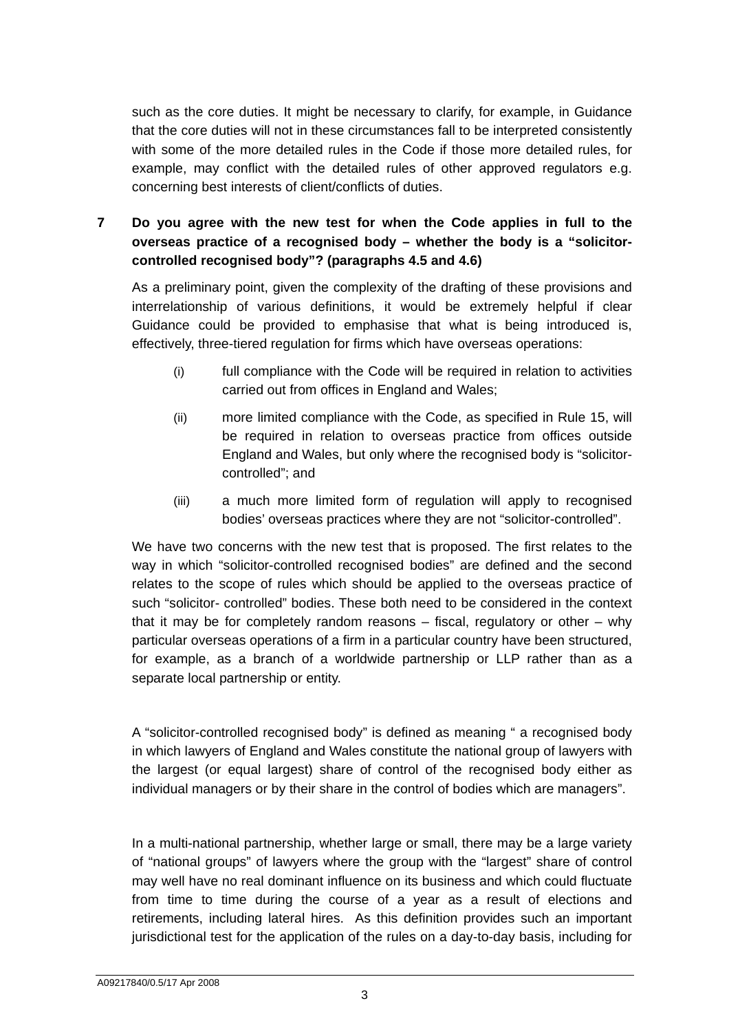such as the core duties. It might be necessary to clarify, for example, in Guidance that the core duties will not in these circumstances fall to be interpreted consistently with some of the more detailed rules in the Code if those more detailed rules, for example, may conflict with the detailed rules of other approved regulators e.g. concerning best interests of client/conflicts of duties.

**7 Do you agree with the new test for when the Code applies in full to the overseas practice of a recognised body – whether the body is a "solicitor-controlled recognised body"? (paragraphs 4.5 and 4.6)**

As a preliminary point, given the complexity of the drafting of these provisions and interrelationship of various definitions, it would be extremely helpful if clear Guidance could be provided to emphasise that what is being introduced is, effectively, three-tiered regulation for firms which have overseas operations:

(i) full compliance with the Code will be required in relation to activities carried out from offices in England and Wales;

(ii) more limited compliance with the Code, as specified in Rule 15, will be required in relation to overseas practice from offices outside England and Wales, but only where the recognised body is "solicitor-controlled"; and

(iii) a much more limited form of regulation will apply to recognised bodies' overseas practices where they are not "solicitor-controlled".

We have two concerns with the new test that is proposed. The first relates to the way in which "solicitor-controlled recognised bodies" are defined and the second relates to the scope of rules which should be applied to the overseas practice of such "solicitor- controlled" bodies. These both need to be considered in the context that it may be for completely random reasons – fiscal, regulatory or other – why particular overseas operations of a firm in a particular country have been structured, for example, as a branch of a worldwide partnership or LLP rather than as a separate local partnership or entity.

A "solicitor-controlled recognised body" is defined as meaning " a recognised body in which lawyers of England and Wales constitute the national group of lawyers with the largest (or equal largest) share of control of the recognised body either as individual managers or by their share in the control of bodies which are managers".

In a multi-national partnership, whether large or small, there may be a large variety of "national groups" of lawyers where the group with the "largest" share of control may well have no real dominant influence on its business and which could fluctuate from time to time during the course of a year as a result of elections and retirements, including lateral hires. As this definition provides such an important jurisdictional test for the application of the rules on a day-to-day basis, including for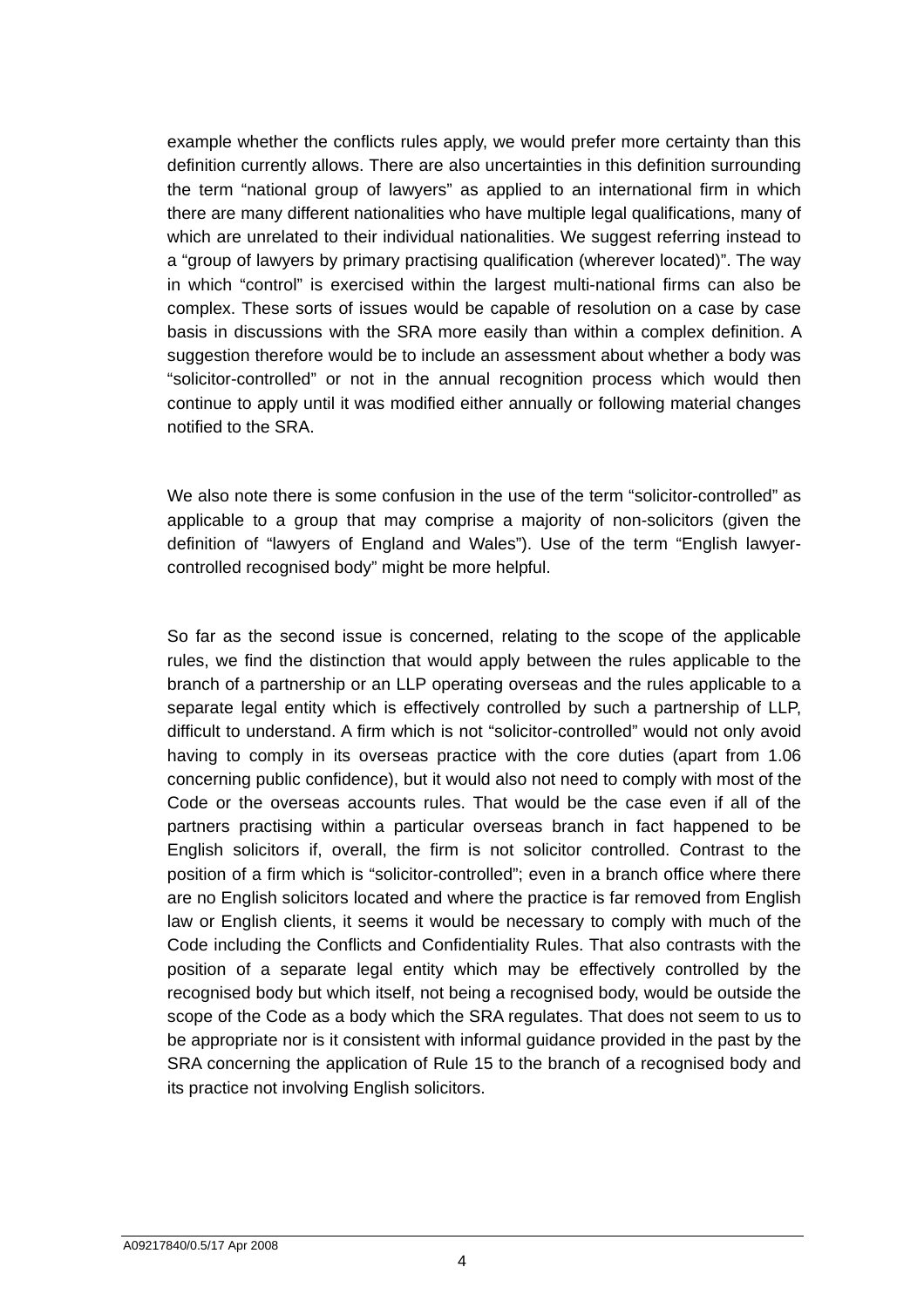example whether the conflicts rules apply, we would prefer more certainty than this definition currently allows. There are also uncertainties in this definition surrounding the term “national group of lawyers” as applied to an international firm in which there are many different nationalities who have multiple legal qualifications, many of which are unrelated to their individual nationalities. We suggest referring instead to a “group of lawyers by primary practising qualification (wherever located)”. The way in which “control” is exercised within the largest multi-national firms can also be complex. These sorts of issues would be capable of resolution on a case by case basis in discussions with the SRA more easily than within a complex definition. A suggestion therefore would be to include an assessment about whether a body was “solicitor-controlled” or not in the annual recognition process which would then continue to apply until it was modified either annually or following material changes notified to the SRA.

We also note there is some confusion in the use of the term “solicitor-controlled” as applicable to a group that may comprise a majority of non-solicitors (given the definition of “lawyers of England and Wales”). Use of the term “English lawyer-controlled recognised body” might be more helpful.

So far as the second issue is concerned, relating to the scope of the applicable rules, we find the distinction that would apply between the rules applicable to the branch of a partnership or an LLP operating overseas and the rules applicable to a separate legal entity which is effectively controlled by such a partnership of LLP, difficult to understand. A firm which is not “solicitor-controlled” would not only avoid having to comply in its overseas practice with the core duties (apart from 1.06 concerning public confidence), but it would also not need to comply with most of the Code or the overseas accounts rules. That would be the case even if all of the partners practising within a particular overseas branch in fact happened to be English solicitors if, overall, the firm is not solicitor controlled. Contrast to the position of a firm which is “solicitor-controlled”; even in a branch office where there are no English solicitors located and where the practice is far removed from English law or English clients, it seems it would be necessary to comply with much of the Code including the Conflicts and Confidentiality Rules. That also contrasts with the position of a separate legal entity which may be effectively controlled by the recognised body but which itself, not being a recognised body, would be outside the scope of the Code as a body which the SRA regulates. That does not seem to us to be appropriate nor is it consistent with informal guidance provided in the past by the SRA concerning the application of Rule 15 to the branch of a recognised body and its practice not involving English solicitors.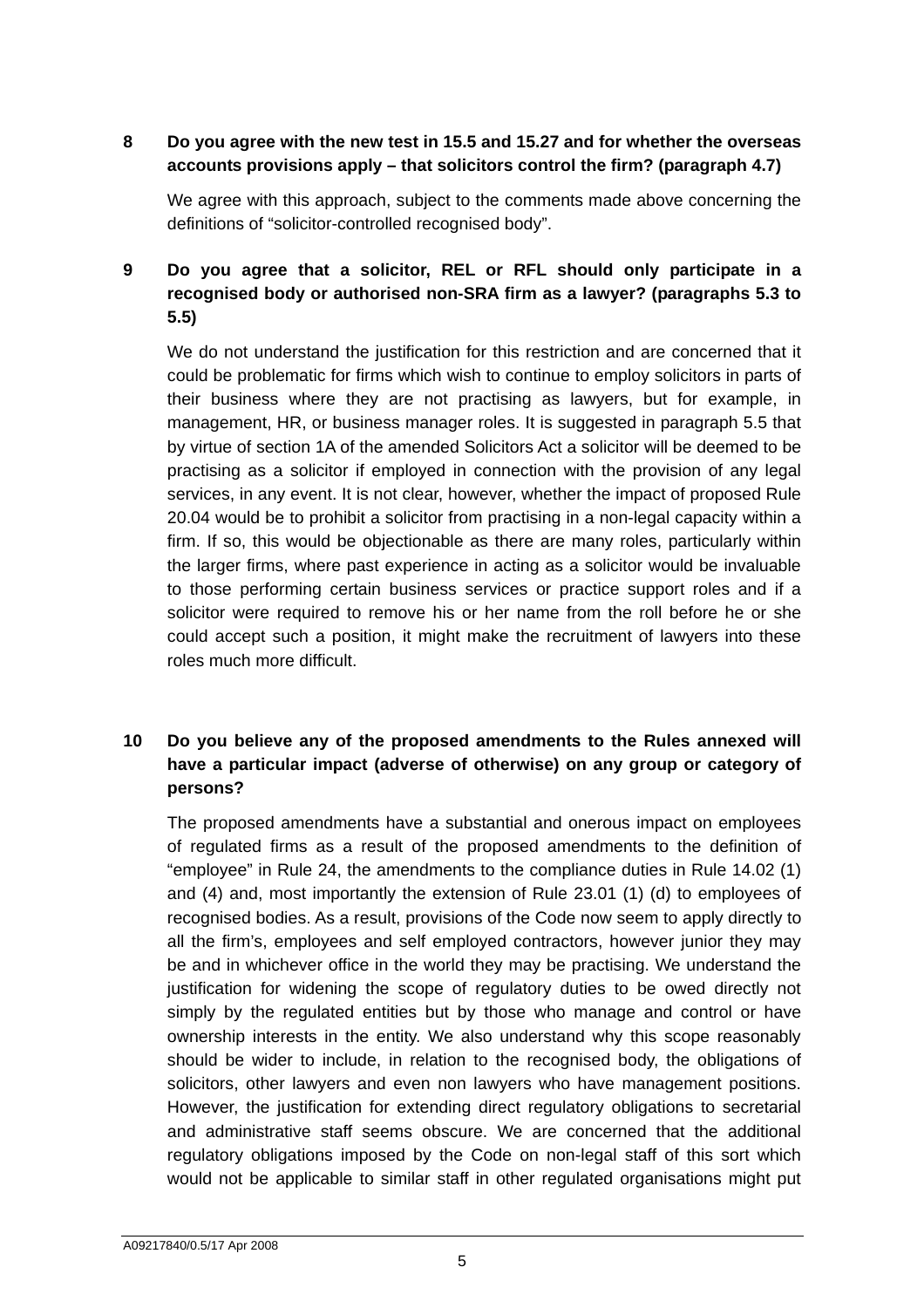**8 Do you agree with the new test in 15.5 and 15.27 and for whether the overseas accounts provisions apply – that solicitors control the firm? (paragraph 4.7)**

We agree with this approach, subject to the comments made above concerning the definitions of "solicitor-controlled recognised body".

**9 Do you agree that a solicitor, REL or RFL should only participate in a recognised body or authorised non-SRA firm as a lawyer? (paragraphs 5.3 to 5.5)**

We do not understand the justification for this restriction and are concerned that it could be problematic for firms which wish to continue to employ solicitors in parts of their business where they are not practising as lawyers, but for example, in management, HR, or business manager roles. It is suggested in paragraph 5.5 that by virtue of section 1A of the amended Solicitors Act a solicitor will be deemed to be practising as a solicitor if employed in connection with the provision of any legal services, in any event. It is not clear, however, whether the impact of proposed Rule 20.04 would be to prohibit a solicitor from practising in a non-legal capacity within a firm. If so, this would be objectionable as there are many roles, particularly within the larger firms, where past experience in acting as a solicitor would be invaluable to those performing certain business services or practice support roles and if a solicitor were required to remove his or her name from the roll before he or she could accept such a position, it might make the recruitment of lawyers into these roles much more difficult.

**10 Do you believe any of the proposed amendments to the Rules annexed will have a particular impact (adverse of otherwise) on any group or category of persons?**

The proposed amendments have a substantial and onerous impact on employees of regulated firms as a result of the proposed amendments to the definition of "employee" in Rule 24, the amendments to the compliance duties in Rule 14.02 (1) and (4) and, most importantly the extension of Rule 23.01 (1) (d) to employees of recognised bodies. As a result, provisions of the Code now seem to apply directly to all the firm's, employees and self employed contractors, however junior they may be and in whichever office in the world they may be practising. We understand the justification for widening the scope of regulatory duties to be owed directly not simply by the regulated entities but by those who manage and control or have ownership interests in the entity. We also understand why this scope reasonably should be wider to include, in relation to the recognised body, the obligations of solicitors, other lawyers and even non lawyers who have management positions. However, the justification for extending direct regulatory obligations to secretarial and administrative staff seems obscure. We are concerned that the additional regulatory obligations imposed by the Code on non-legal staff of this sort which would not be applicable to similar staff in other regulated organisations might put

A09217840/0.5/17 Apr 2008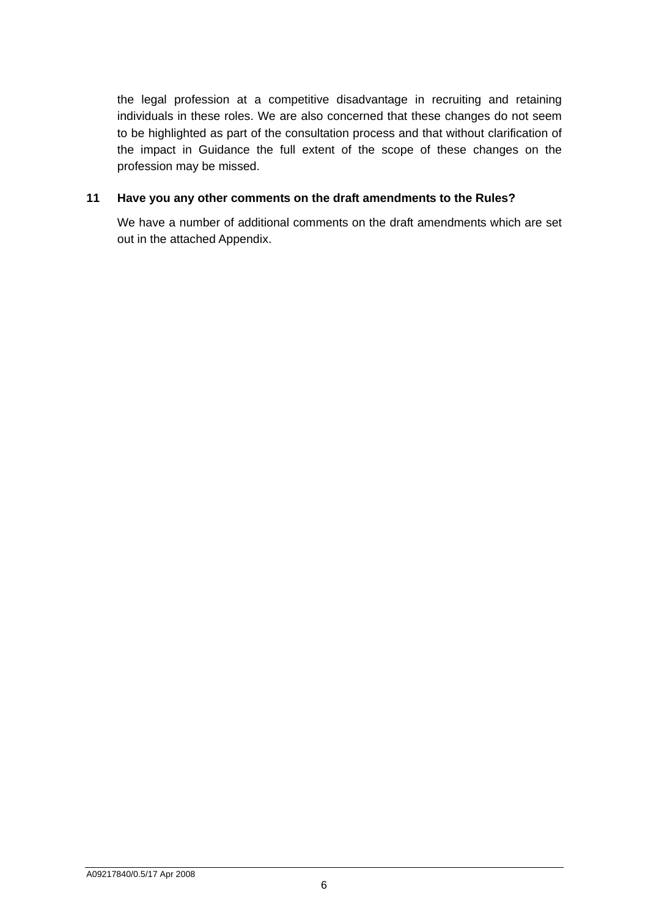the legal profession at a competitive disadvantage in recruiting and retaining individuals in these roles. We are also concerned that these changes do not seem to be highlighted as part of the consultation process and that without clarification of the impact in Guidance the full extent of the scope of these changes on the profession may be missed.

**11 Have you any other comments on the draft amendments to the Rules?**

We have a number of additional comments on the draft amendments which are set out in the attached Appendix.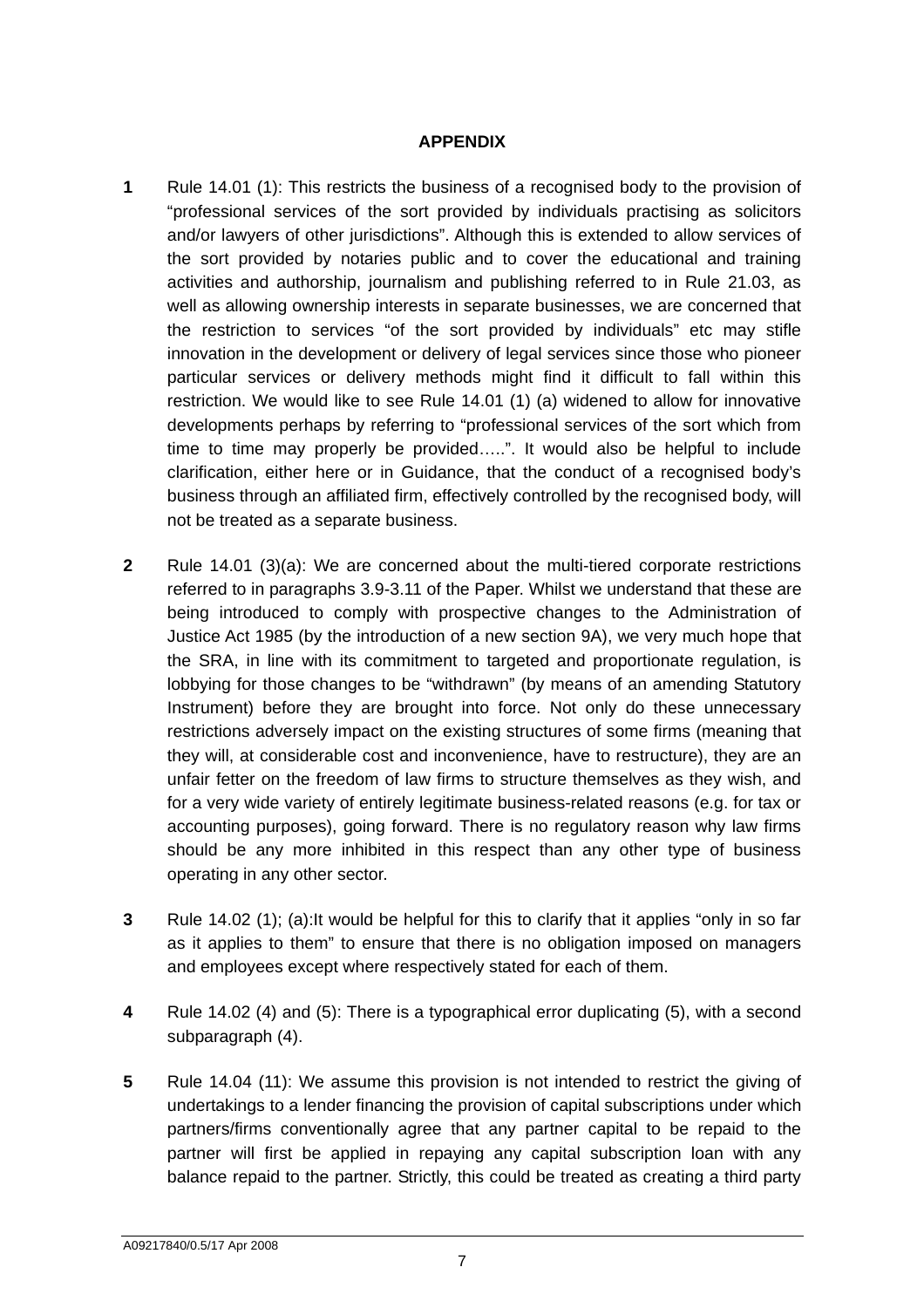**APPENDIX**

**1** Rule 14.01 (1): This restricts the business of a recognised body to the provision of "professional services of the sort provided by individuals practising as solicitors and/or lawyers of other jurisdictions". Although this is extended to allow services of the sort provided by notaries public and to cover the educational and training activities and authorship, journalism and publishing referred to in Rule 21.03, as well as allowing ownership interests in separate businesses, we are concerned that the restriction to services "of the sort provided by individuals" etc may stifle innovation in the development or delivery of legal services since those who pioneer particular services or delivery methods might find it difficult to fall within this restriction. We would like to see Rule 14.01 (1) (a) widened to allow for innovative developments perhaps by referring to "professional services of the sort which from time to time may properly be provided…..". It would also be helpful to include clarification, either here or in Guidance, that the conduct of a recognised body's business through an affiliated firm, effectively controlled by the recognised body, will not be treated as a separate business.

**2** Rule 14.01 (3)(a): We are concerned about the multi-tiered corporate restrictions referred to in paragraphs 3.9-3.11 of the Paper. Whilst we understand that these are being introduced to comply with prospective changes to the Administration of Justice Act 1985 (by the introduction of a new section 9A), we very much hope that the SRA, in line with its commitment to targeted and proportionate regulation, is lobbying for those changes to be "withdrawn" (by means of an amending Statutory Instrument) before they are brought into force. Not only do these unnecessary restrictions adversely impact on the existing structures of some firms (meaning that they will, at considerable cost and inconvenience, have to restructure), they are an unfair fetter on the freedom of law firms to structure themselves as they wish, and for a very wide variety of entirely legitimate business-related reasons (e.g. for tax or accounting purposes), going forward. There is no regulatory reason why law firms should be any more inhibited in this respect than any other type of business operating in any other sector.

**3** Rule 14.02 (1); (a):It would be helpful for this to clarify that it applies "only in so far as it applies to them" to ensure that there is no obligation imposed on managers and employees except where respectively stated for each of them.

**4** Rule 14.02 (4) and (5): There is a typographical error duplicating (5), with a second subparagraph (4).

**5** Rule 14.04 (11): We assume this provision is not intended to restrict the giving of undertakings to a lender financing the provision of capital subscriptions under which partners/firms conventionally agree that any partner capital to be repaid to the partner will first be applied in repaying any capital subscription loan with any balance repaid to the partner. Strictly, this could be treated as creating a third party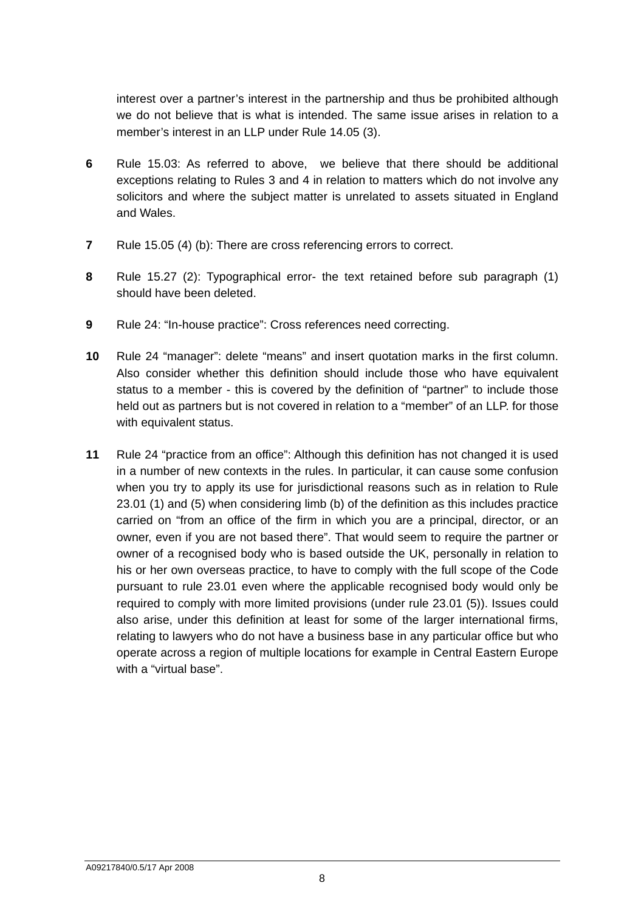interest over a partner's interest in the partnership and thus be prohibited although we do not believe that is what is intended. The same issue arises in relation to a member's interest in an LLP under Rule 14.05 (3).

**6** Rule 15.03: As referred to above, we believe that there should be additional exceptions relating to Rules 3 and 4 in relation to matters which do not involve any solicitors and where the subject matter is unrelated to assets situated in England and Wales.

**7** Rule 15.05 (4) (b): There are cross referencing errors to correct.

**8** Rule 15.27 (2): Typographical error- the text retained before sub paragraph (1) should have been deleted.

**9** Rule 24: "In-house practice": Cross references need correcting.

**10** Rule 24 "manager": delete "means" and insert quotation marks in the first column. Also consider whether this definition should include those who have equivalent status to a member - this is covered by the definition of "partner" to include those held out as partners but is not covered in relation to a "member" of an LLP. for those with equivalent status.

**11** Rule 24 "practice from an office": Although this definition has not changed it is used in a number of new contexts in the rules. In particular, it can cause some confusion when you try to apply its use for jurisdictional reasons such as in relation to Rule 23.01 (1) and (5) when considering limb (b) of the definition as this includes practice carried on "from an office of the firm in which you are a principal, director, or an owner, even if you are not based there". That would seem to require the partner or owner of a recognised body who is based outside the UK, personally in relation to his or her own overseas practice, to have to comply with the full scope of the Code pursuant to rule 23.01 even where the applicable recognised body would only be required to comply with more limited provisions (under rule 23.01 (5)). Issues could also arise, under this definition at least for some of the larger international firms, relating to lawyers who do not have a business base in any particular office but who operate across a region of multiple locations for example in Central Eastern Europe with a "virtual base".

A09217840/0.5/17 Apr 2008